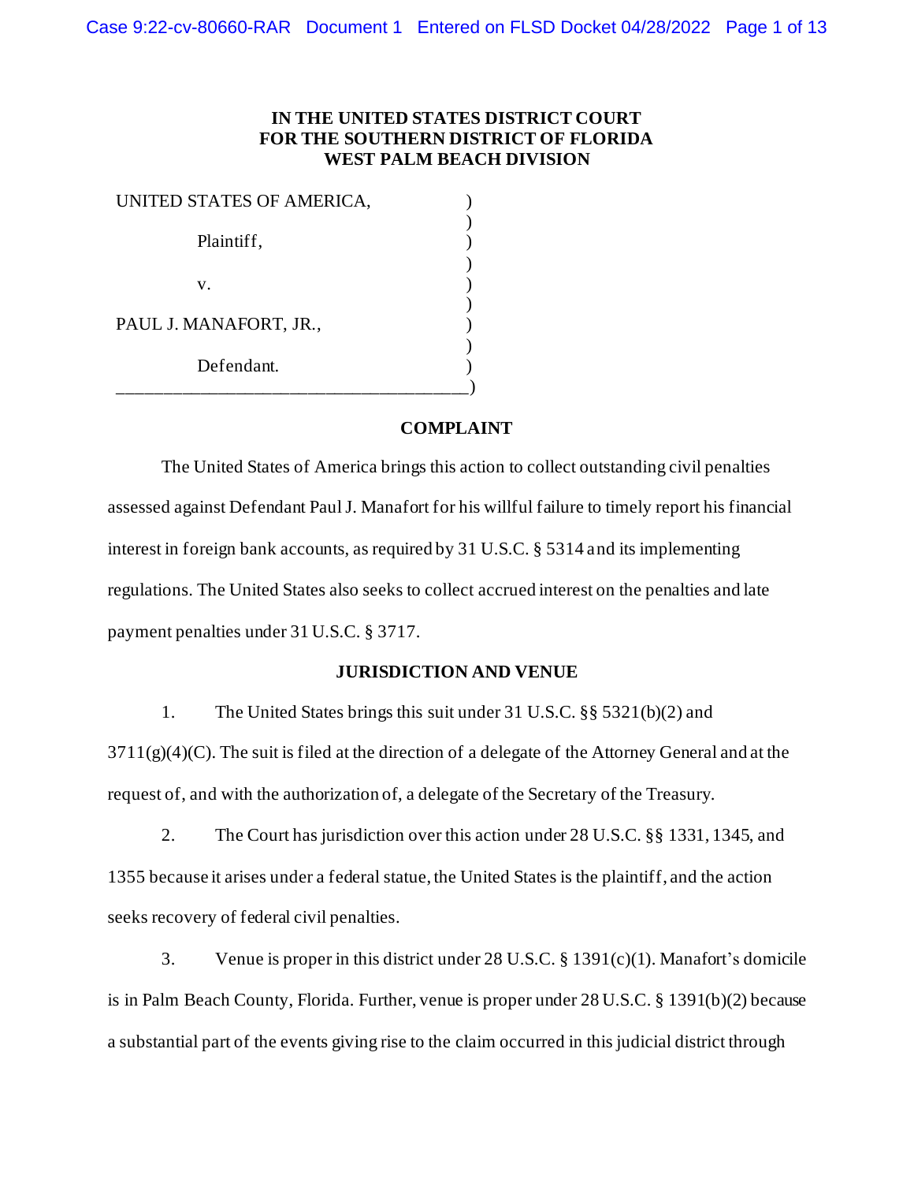**IN THE UNITED STATES DISTRICT COURT**
**FOR THE SOUTHERN DISTRICT OF FLORIDA**
**WEST PALM BEACH DIVISION**

UNITED STATES OF AMERICA,

Plaintiff,

v.

PAUL J. MANAFORT, JR.,

Defendant.

## COMPLAINT

The United States of America brings this action to collect outstanding civil penalties assessed against Defendant Paul J. Manafort for his willful failure to timely report his financial interest in foreign bank accounts, as required by 31 U.S.C. § 5314 and its implementing regulations. The United States also seeks to collect accrued interest on the penalties and late payment penalties under 31 U.S.C. § 3717.

## JURISDICTION AND VENUE

1. The United States brings this suit under 31 U.S.C. §§ 5321(b)(2) and 3711(g)(4)(C). The suit is filed at the direction of a delegate of the Attorney General and at the request of, and with the authorization of, a delegate of the Secretary of the Treasury.

2. The Court has jurisdiction over this action under 28 U.S.C. §§ 1331, 1345, and 1355 because it arises under a federal statue, the United States is the plaintiff, and the action seeks recovery of federal civil penalties.

3. Venue is proper in this district under 28 U.S.C. § 1391(c)(1). Manafort's domicile is in Palm Beach County, Florida. Further, venue is proper under 28 U.S.C. § 1391(b)(2) because a substantial part of the events giving rise to the claim occurred in this judicial district through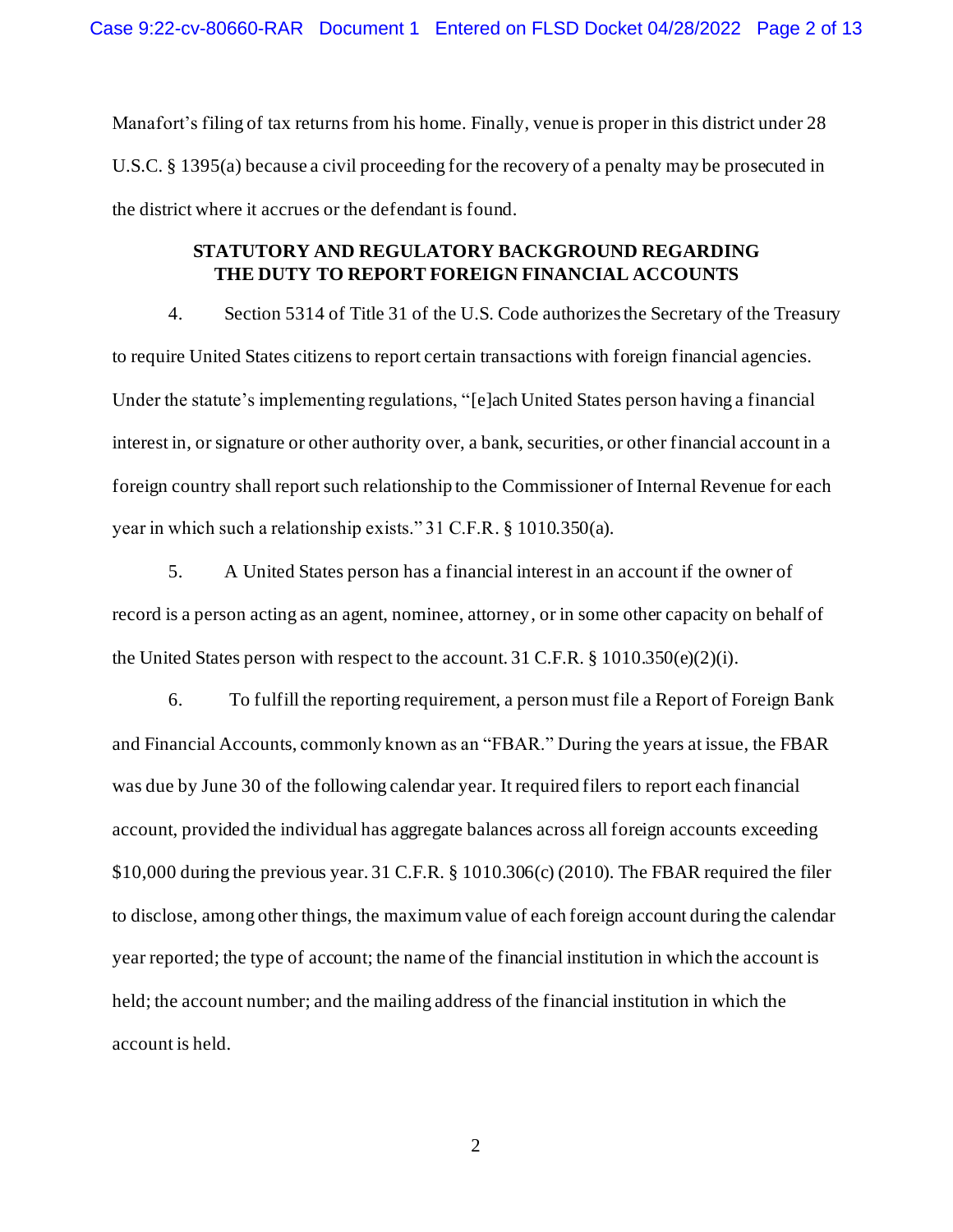Manafort's filing of tax returns from his home. Finally, venue is proper in this district under 28 U.S.C. § 1395(a) because a civil proceeding for the recovery of a penalty may be prosecuted in the district where it accrues or the defendant is found.

## STATUTORY AND REGULATORY BACKGROUND REGARDING THE DUTY TO REPORT FOREIGN FINANCIAL ACCOUNTS

4. Section 5314 of Title 31 of the U.S. Code authorizes the Secretary of the Treasury to require United States citizens to report certain transactions with foreign financial agencies. Under the statute's implementing regulations, "[e]ach United States person having a financial interest in, or signature or other authority over, a bank, securities, or other financial account in a foreign country shall report such relationship to the Commissioner of Internal Revenue for each year in which such a relationship exists." 31 C.F.R. § 1010.350(a).

5. A United States person has a financial interest in an account if the owner of record is a person acting as an agent, nominee, attorney, or in some other capacity on behalf of the United States person with respect to the account. 31 C.F.R. § 1010.350(e)(2)(i).

6. To fulfill the reporting requirement, a person must file a Report of Foreign Bank and Financial Accounts, commonly known as an "FBAR." During the years at issue, the FBAR was due by June 30 of the following calendar year. It required filers to report each financial account, provided the individual has aggregate balances across all foreign accounts exceeding $10,000 during the previous year. 31 C.F.R. § 1010.306(c) (2010). The FBAR required the filer to disclose, among other things, the maximum value of each foreign account during the calendar year reported; the type of account; the name of the financial institution in which the account is held; the account number; and the mailing address of the financial institution in which the account is held.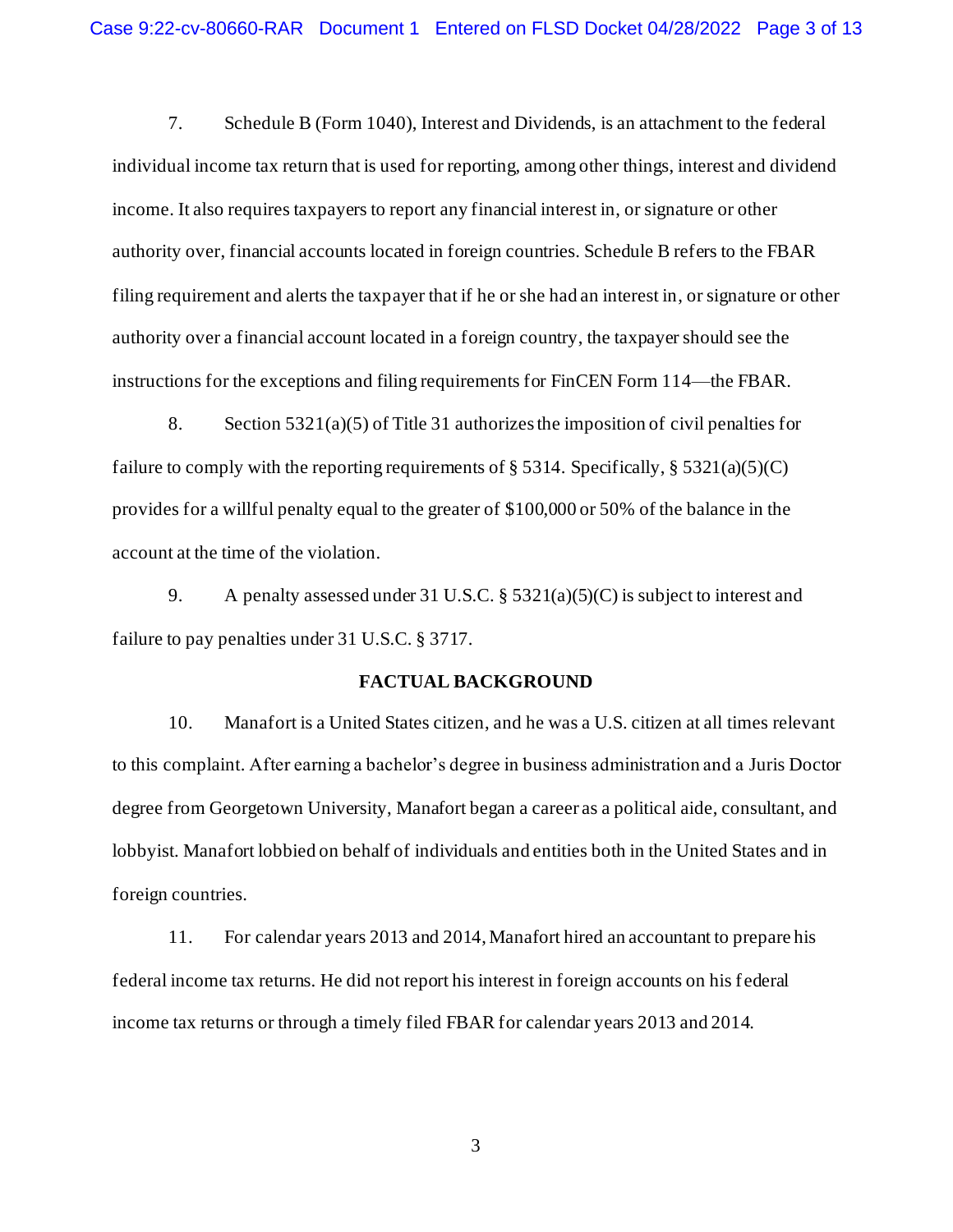7. Schedule B (Form 1040), Interest and Dividends, is an attachment to the federal individual income tax return that is used for reporting, among other things, interest and dividend income. It also requires taxpayers to report any financial interest in, or signature or other authority over, financial accounts located in foreign countries. Schedule B refers to the FBAR filing requirement and alerts the taxpayer that if he or she had an interest in, or signature or other authority over a financial account located in a foreign country, the taxpayer should see the instructions for the exceptions and filing requirements for FinCEN Form 114—the FBAR.

8. Section 5321(a)(5) of Title 31 authorizes the imposition of civil penalties for failure to comply with the reporting requirements of § 5314. Specifically, § 5321(a)(5)(C) provides for a willful penalty equal to the greater of $100,000 or 50% of the balance in the account at the time of the violation.

9. A penalty assessed under 31 U.S.C. § 5321(a)(5)(C) is subject to interest and failure to pay penalties under 31 U.S.C. § 3717.

## FACTUAL BACKGROUND

10. Manafort is a United States citizen, and he was a U.S. citizen at all times relevant to this complaint. After earning a bachelor's degree in business administration and a Juris Doctor degree from Georgetown University, Manafort began a career as a political aide, consultant, and lobbyist. Manafort lobbied on behalf of individuals and entities both in the United States and in foreign countries.

11. For calendar years 2013 and 2014, Manafort hired an accountant to prepare his federal income tax returns. He did not report his interest in foreign accounts on his federal income tax returns or through a timely filed FBAR for calendar years 2013 and 2014.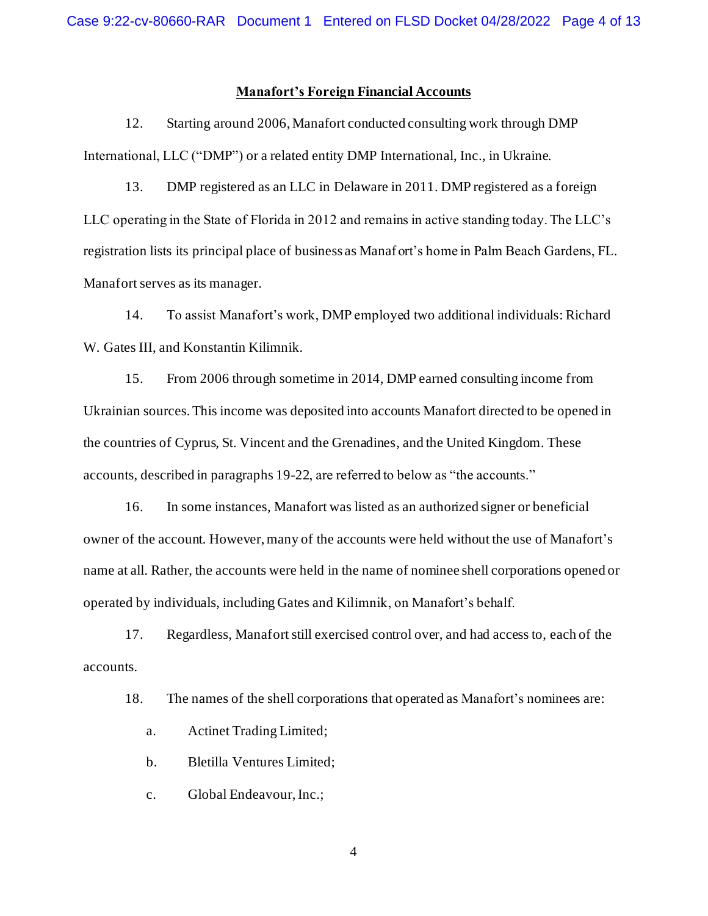## Manafort's Foreign Financial Accounts

12. Starting around 2006, Manafort conducted consulting work through DMP International, LLC ("DMP") or a related entity DMP International, Inc., in Ukraine.

13. DMP registered as an LLC in Delaware in 2011. DMP registered as a foreign LLC operating in the State of Florida in 2012 and remains in active standing today. The LLC's registration lists its principal place of business as Manafort's home in Palm Beach Gardens, FL. Manafort serves as its manager.

14. To assist Manafort's work, DMP employed two additional individuals: Richard W. Gates III, and Konstantin Kilimnik.

15. From 2006 through sometime in 2014, DMP earned consulting income from Ukrainian sources. This income was deposited into accounts Manafort directed to be opened in the countries of Cyprus, St. Vincent and the Grenadines, and the United Kingdom. These accounts, described in paragraphs 19-22, are referred to below as "the accounts."

16. In some instances, Manafort was listed as an authorized signer or beneficial owner of the account. However, many of the accounts were held without the use of Manafort's name at all. Rather, the accounts were held in the name of nominee shell corporations opened or operated by individuals, including Gates and Kilimnik, on Manafort's behalf.

17. Regardless, Manafort still exercised control over, and had access to, each of the accounts.

18. The names of the shell corporations that operated as Manafort's nominees are:

a. Actinet Trading Limited;

b. Bletilla Ventures Limited;

c. Global Endeavour, Inc.;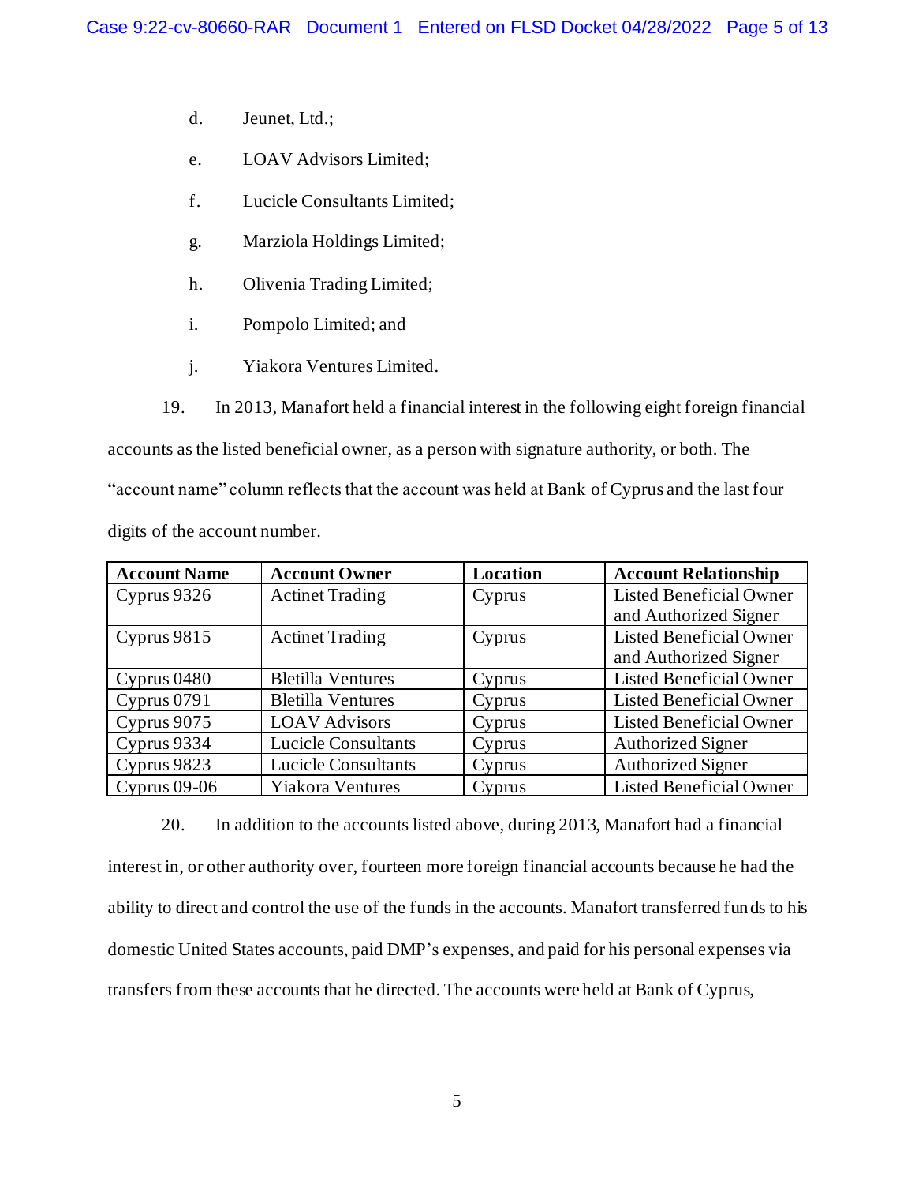d. Jeunet, Ltd.;

e. LOAV Advisors Limited;

f. Lucicle Consultants Limited;

g. Marziola Holdings Limited;

h. Olivenia Trading Limited;

i. Pompolo Limited; and

j. Yiakora Ventures Limited.

19. In 2013, Manafort held a financial interest in the following eight foreign financial accounts as the listed beneficial owner, as a person with signature authority, or both. The "account name" column reflects that the account was held at Bank of Cyprus and the last four digits of the account number.

| Account Name | Account Owner | Location | Account Relationship |
|---|---|---|---|
| Cyprus 9326 | Actinet Trading | Cyprus | Listed Beneficial Owner and Authorized Signer |
| Cyprus 9815 | Actinet Trading | Cyprus | Listed Beneficial Owner and Authorized Signer |
| Cyprus 0480 | Bletilla Ventures | Cyprus | Listed Beneficial Owner |
| Cyprus 0791 | Bletilla Ventures | Cyprus | Listed Beneficial Owner |
| Cyprus 9075 | LOAV Advisors | Cyprus | Listed Beneficial Owner |
| Cyprus 9334 | Lucicle Consultants | Cyprus | Authorized Signer |
| Cyprus 9823 | Lucicle Consultants | Cyprus | Authorized Signer |
| Cyprus 09-06 | Yiakora Ventures | Cyprus | Listed Beneficial Owner |

20. In addition to the accounts listed above, during 2013, Manafort had a financial interest in, or other authority over, fourteen more foreign financial accounts because he had the ability to direct and control the use of the funds in the accounts. Manafort transferred funds to his domestic United States accounts, paid DMP's expenses, and paid for his personal expenses via transfers from these accounts that he directed. The accounts were held at Bank of Cyprus,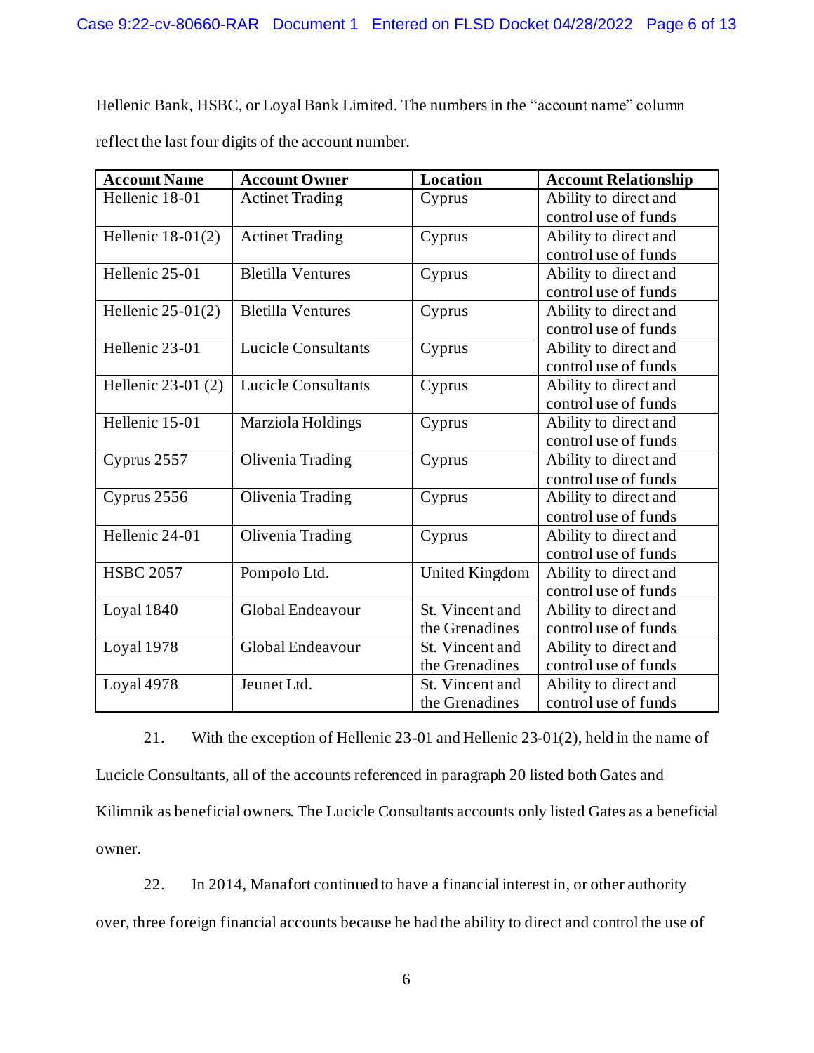Hellenic Bank, HSBC, or Loyal Bank Limited. The numbers in the "account name" column reflect the last four digits of the account number.

| Account Name | Account Owner | Location | Account Relationship |
|---|---|---|---|
| Hellenic 18-01 | Actinet Trading | Cyprus | Ability to direct and control use of funds |
| Hellenic 18-01(2) | Actinet Trading | Cyprus | Ability to direct and control use of funds |
| Hellenic 25-01 | Bletilla Ventures | Cyprus | Ability to direct and control use of funds |
| Hellenic 25-01(2) | Bletilla Ventures | Cyprus | Ability to direct and control use of funds |
| Hellenic 23-01 | Lucicle Consultants | Cyprus | Ability to direct and control use of funds |
| Hellenic 23-01 (2) | Lucicle Consultants | Cyprus | Ability to direct and control use of funds |
| Hellenic 15-01 | Marziola Holdings | Cyprus | Ability to direct and control use of funds |
| Cyprus 2557 | Olivenia Trading | Cyprus | Ability to direct and control use of funds |
| Cyprus 2556 | Olivenia Trading | Cyprus | Ability to direct and control use of funds |
| Hellenic 24-01 | Olivenia Trading | Cyprus | Ability to direct and control use of funds |
| HSBC 2057 | Pompolo Ltd. | United Kingdom | Ability to direct and control use of funds |
| Loyal 1840 | Global Endeavour | St. Vincent and the Grenadines | Ability to direct and control use of funds |
| Loyal 1978 | Global Endeavour | St. Vincent and the Grenadines | Ability to direct and control use of funds |
| Loyal 4978 | Jeunet Ltd. | St. Vincent and the Grenadines | Ability to direct and control use of funds |

21. With the exception of Hellenic 23-01 and Hellenic 23-01(2), held in the name of Lucicle Consultants, all of the accounts referenced in paragraph 20 listed both Gates and Kilimnik as beneficial owners. The Lucicle Consultants accounts only listed Gates as a beneficial owner.

22. In 2014, Manafort continued to have a financial interest in, or other authority over, three foreign financial accounts because he had the ability to direct and control the use of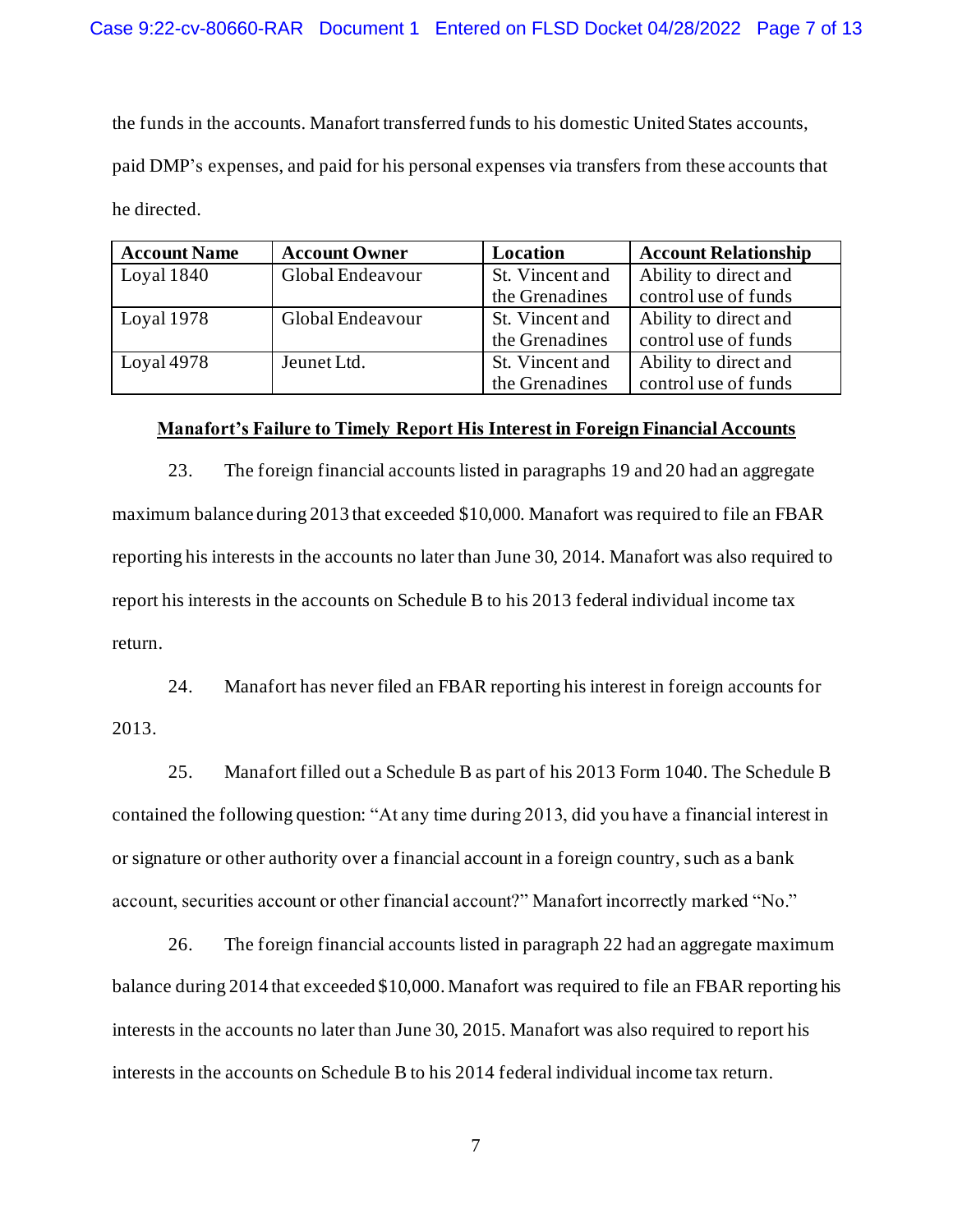the funds in the accounts. Manafort transferred funds to his domestic United States accounts, paid DMP's expenses, and paid for his personal expenses via transfers from these accounts that he directed.

| Account Name | Account Owner | Location | Account Relationship |
|---|---|---|---|
| Loyal 1840 | Global Endeavour | St. Vincent and the Grenadines | Ability to direct and control use of funds |
| Loyal 1978 | Global Endeavour | St. Vincent and the Grenadines | Ability to direct and control use of funds |
| Loyal 4978 | Jeunet Ltd. | St. Vincent and the Grenadines | Ability to direct and control use of funds |

**Manafort's Failure to Timely Report His Interest in Foreign Financial Accounts**

23. The foreign financial accounts listed in paragraphs 19 and 20 had an aggregate maximum balance during 2013 that exceeded $10,000. Manafort was required to file an FBAR reporting his interests in the accounts no later than June 30, 2014. Manafort was also required to report his interests in the accounts on Schedule B to his 2013 federal individual income tax return.

24. Manafort has never filed an FBAR reporting his interest in foreign accounts for 2013.

25. Manafort filled out a Schedule B as part of his 2013 Form 1040. The Schedule B contained the following question: "At any time during 2013, did you have a financial interest in or signature or other authority over a financial account in a foreign country, such as a bank account, securities account or other financial account?" Manafort incorrectly marked "No."

26. The foreign financial accounts listed in paragraph 22 had an aggregate maximum balance during 2014 that exceeded $10,000. Manafort was required to file an FBAR reporting his interests in the accounts no later than June 30, 2015. Manafort was also required to report his interests in the accounts on Schedule B to his 2014 federal individual income tax return.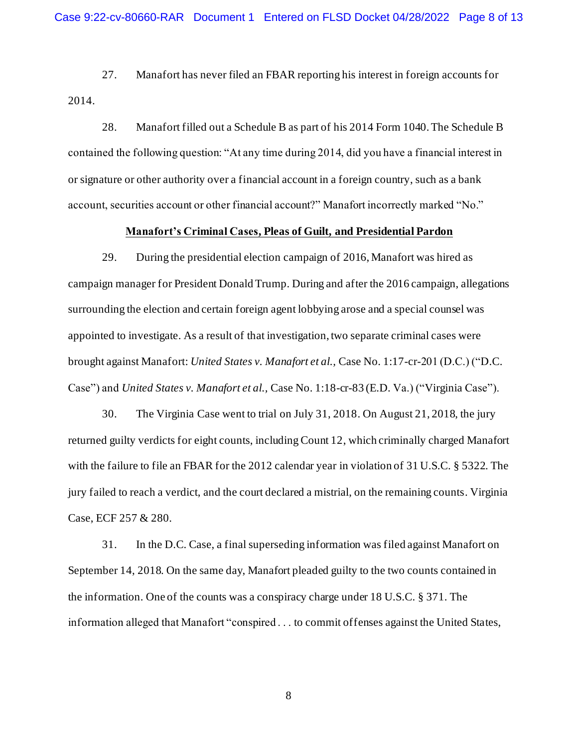27. Manafort has never filed an FBAR reporting his interest in foreign accounts for 2014.

28. Manafort filled out a Schedule B as part of his 2014 Form 1040. The Schedule B contained the following question: "At any time during 2014, did you have a financial interest in or signature or other authority over a financial account in a foreign country, such as a bank account, securities account or other financial account?" Manafort incorrectly marked "No."

**<u>Manafort's Criminal Cases, Pleas of Guilt, and Presidential Pardon</u>**

29. During the presidential election campaign of 2016, Manafort was hired as campaign manager for President Donald Trump. During and after the 2016 campaign, allegations surrounding the election and certain foreign agent lobbying arose and a special counsel was appointed to investigate. As a result of that investigation, two separate criminal cases were brought against Manafort: *United States v. Manafort et al.*, Case No. 1:17-cr-201 (D.C.) ("D.C. Case") and *United States v. Manafort et al.*, Case No. 1:18-cr-83 (E.D. Va.) ("Virginia Case").

30. The Virginia Case went to trial on July 31, 2018. On August 21, 2018, the jury returned guilty verdicts for eight counts, including Count 12, which criminally charged Manafort with the failure to file an FBAR for the 2012 calendar year in violation of 31 U.S.C. § 5322. The jury failed to reach a verdict, and the court declared a mistrial, on the remaining counts. Virginia Case, ECF 257 & 280.

31. In the D.C. Case, a final superseding information was filed against Manafort on September 14, 2018. On the same day, Manafort pleaded guilty to the two counts contained in the information. One of the counts was a conspiracy charge under 18 U.S.C. § 371. The information alleged that Manafort "conspired . . . to commit offenses against the United States,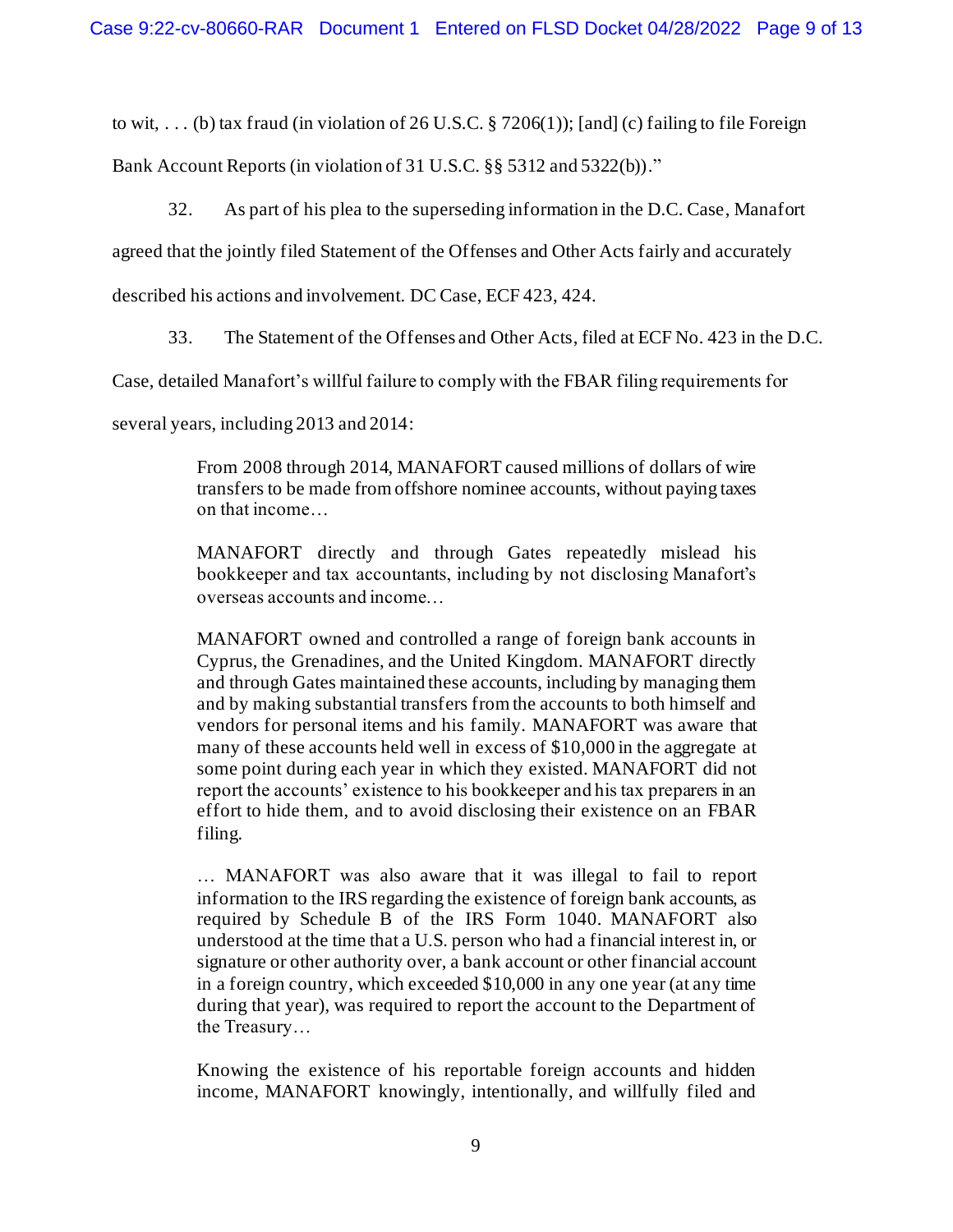to wit, . . . (b) tax fraud (in violation of 26 U.S.C. § 7206(1)); [and] (c) failing to file Foreign Bank Account Reports (in violation of 31 U.S.C. §§ 5312 and 5322(b))."

32. As part of his plea to the superseding information in the D.C. Case, Manafort agreed that the jointly filed Statement of the Offenses and Other Acts fairly and accurately described his actions and involvement. DC Case, ECF 423, 424.

33. The Statement of the Offenses and Other Acts, filed at ECF No. 423 in the D.C. Case, detailed Manafort's willful failure to comply with the FBAR filing requirements for several years, including 2013 and 2014:

> From 2008 through 2014, MANAFORT caused millions of dollars of wire transfers to be made from offshore nominee accounts, without paying taxes on that income…
>
> MANAFORT directly and through Gates repeatedly mislead his bookkeeper and tax accountants, including by not disclosing Manafort's overseas accounts and income…
>
> MANAFORT owned and controlled a range of foreign bank accounts in Cyprus, the Grenadines, and the United Kingdom. MANAFORT directly and through Gates maintained these accounts, including by managing them and by making substantial transfers from the accounts to both himself and vendors for personal items and his family. MANAFORT was aware that many of these accounts held well in excess of $10,000 in the aggregate at some point during each year in which they existed. MANAFORT did not report the accounts' existence to his bookkeeper and his tax preparers in an effort to hide them, and to avoid disclosing their existence on an FBAR filing.
>
> … MANAFORT was also aware that it was illegal to fail to report information to the IRS regarding the existence of foreign bank accounts, as required by Schedule B of the IRS Form 1040. MANAFORT also understood at the time that a U.S. person who had a financial interest in, or signature or other authority over, a bank account or other financial account in a foreign country, which exceeded $10,000 in any one year (at any time during that year), was required to report the account to the Department of the Treasury…
>
> Knowing the existence of his reportable foreign accounts and hidden income, MANAFORT knowingly, intentionally, and willfully filed and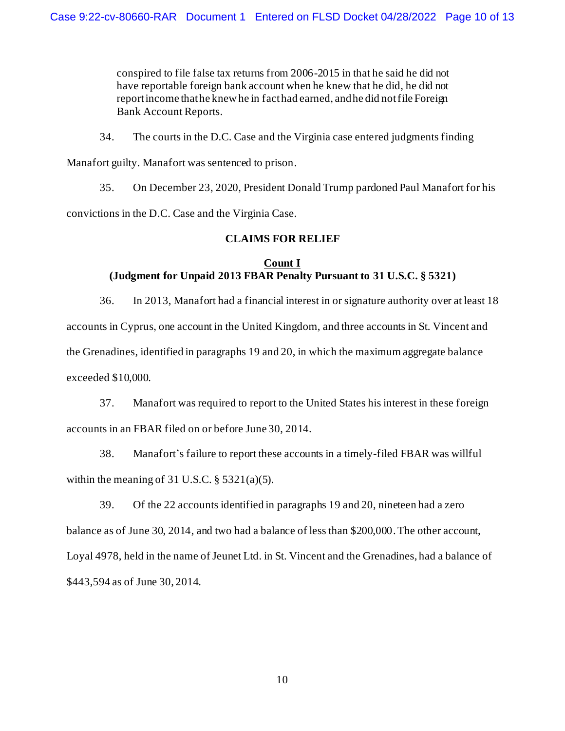> conspired to file false tax returns from 2006-2015 in that he said he did not have reportable foreign bank account when he knew that he did, he did not report income that he knew he in fact had earned, and he did not file Foreign Bank Account Reports.

34. The courts in the D.C. Case and the Virginia case entered judgments finding Manafort guilty. Manafort was sentenced to prison.

35. On December 23, 2020, President Donald Trump pardoned Paul Manafort for his convictions in the D.C. Case and the Virginia Case.

## CLAIMS FOR RELIEF

### Count I
### (Judgment for Unpaid 2013 FBAR Penalty Pursuant to 31 U.S.C. § 5321)

36. In 2013, Manafort had a financial interest in or signature authority over at least 18 accounts in Cyprus, one account in the United Kingdom, and three accounts in St. Vincent and the Grenadines, identified in paragraphs 19 and 20, in which the maximum aggregate balance exceeded $10,000.

37. Manafort was required to report to the United States his interest in these foreign accounts in an FBAR filed on or before June 30, 2014.

38. Manafort's failure to report these accounts in a timely-filed FBAR was willful within the meaning of 31 U.S.C. § 5321(a)(5).

39. Of the 22 accounts identified in paragraphs 19 and 20, nineteen had a zero balance as of June 30, 2014, and two had a balance of less than $200,000. The other account, Loyal 4978, held in the name of Jeunet Ltd. in St. Vincent and the Grenadines, had a balance of $443,594 as of June 30, 2014.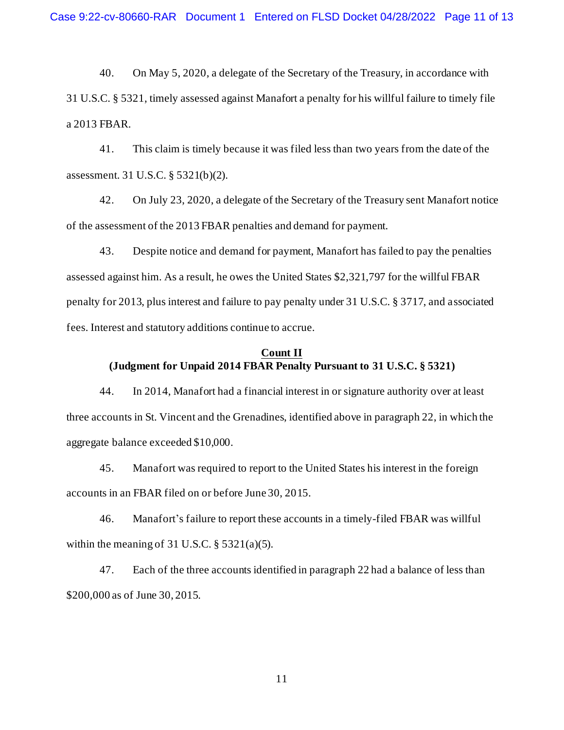40. On May 5, 2020, a delegate of the Secretary of the Treasury, in accordance with 31 U.S.C. § 5321, timely assessed against Manafort a penalty for his willful failure to timely file a 2013 FBAR.

41. This claim is timely because it was filed less than two years from the date of the assessment. 31 U.S.C. § 5321(b)(2).

42. On July 23, 2020, a delegate of the Secretary of the Treasury sent Manafort notice of the assessment of the 2013 FBAR penalties and demand for payment.

43. Despite notice and demand for payment, Manafort has failed to pay the penalties assessed against him. As a result, he owes the United States $2,321,797 for the willful FBAR penalty for 2013, plus interest and failure to pay penalty under 31 U.S.C. § 3717, and associated fees. Interest and statutory additions continue to accrue.

**Count II**

**(Judgment for Unpaid 2014 FBAR Penalty Pursuant to 31 U.S.C. § 5321)**

44. In 2014, Manafort had a financial interest in or signature authority over at least three accounts in St. Vincent and the Grenadines, identified above in paragraph 22, in which the aggregate balance exceeded $10,000.

45. Manafort was required to report to the United States his interest in the foreign accounts in an FBAR filed on or before June 30, 2015.

46. Manafort's failure to report these accounts in a timely-filed FBAR was willful within the meaning of 31 U.S.C. § 5321(a)(5).

47. Each of the three accounts identified in paragraph 22 had a balance of less than $200,000 as of June 30, 2015.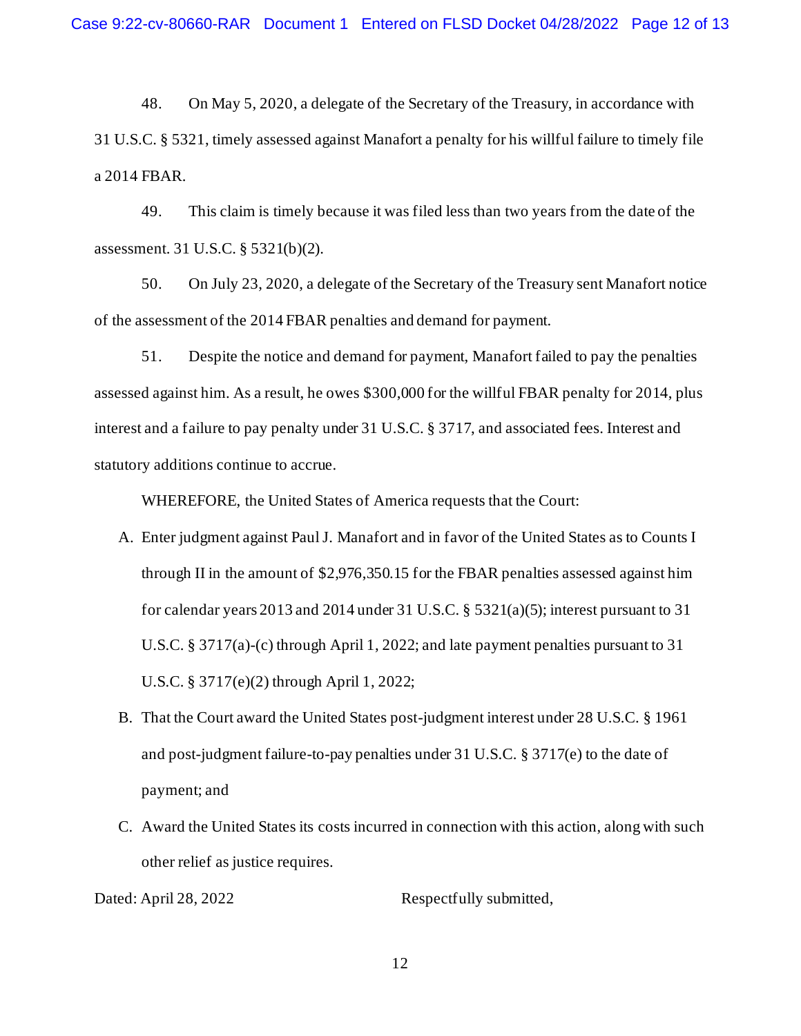48. On May 5, 2020, a delegate of the Secretary of the Treasury, in accordance with 31 U.S.C. § 5321, timely assessed against Manafort a penalty for his willful failure to timely file a 2014 FBAR.

49. This claim is timely because it was filed less than two years from the date of the assessment. 31 U.S.C. § 5321(b)(2).

50. On July 23, 2020, a delegate of the Secretary of the Treasury sent Manafort notice of the assessment of the 2014 FBAR penalties and demand for payment.

51. Despite the notice and demand for payment, Manafort failed to pay the penalties assessed against him. As a result, he owes $300,000 for the willful FBAR penalty for 2014, plus interest and a failure to pay penalty under 31 U.S.C. § 3717, and associated fees. Interest and statutory additions continue to accrue.

WHEREFORE, the United States of America requests that the Court:

A. Enter judgment against Paul J. Manafort and in favor of the United States as to Counts I through II in the amount of $2,976,350.15 for the FBAR penalties assessed against him for calendar years 2013 and 2014 under 31 U.S.C. § 5321(a)(5); interest pursuant to 31 U.S.C. § 3717(a)-(c) through April 1, 2022; and late payment penalties pursuant to 31 U.S.C. § 3717(e)(2) through April 1, 2022;

B. That the Court award the United States post-judgment interest under 28 U.S.C. § 1961 and post-judgment failure-to-pay penalties under 31 U.S.C. § 3717(e) to the date of payment; and

C. Award the United States its costs incurred in connection with this action, along with such other relief as justice requires.

Dated: April 28, 2022 Respectfully submitted,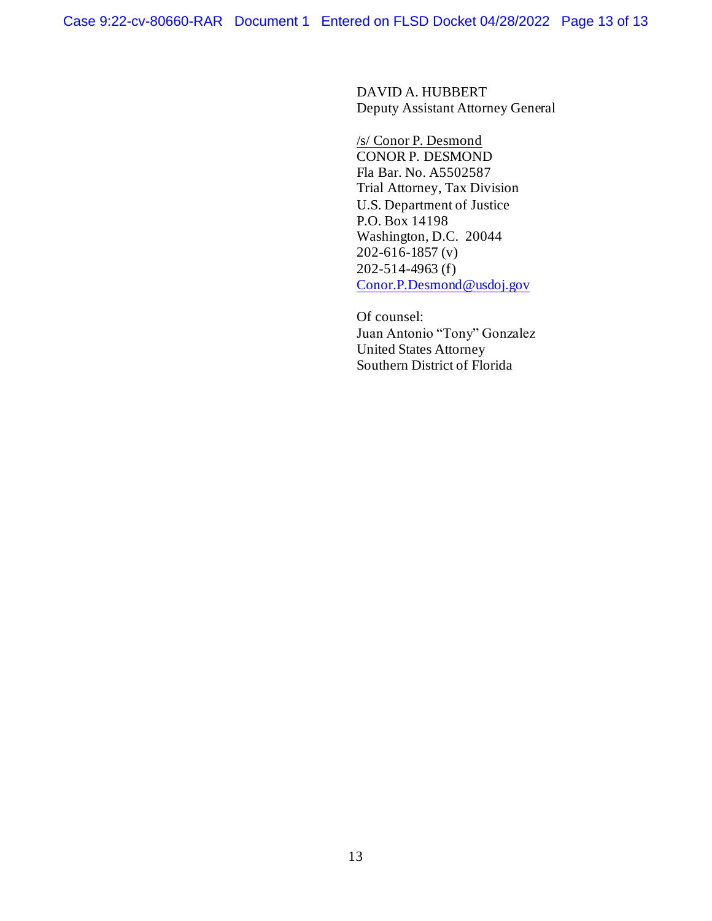DAVID A. HUBBERT
Deputy Assistant Attorney General

/s/ Conor P. Desmond
CONOR P. DESMOND
Fla Bar. No. A5502587
Trial Attorney, Tax Division
U.S. Department of Justice
P.O. Box 14198
Washington, D.C. 20044
202-616-1857 (v)
202-514-4963 (f)
Conor.P.Desmond@usdoj.gov

Of counsel:
Juan Antonio "Tony" Gonzalez
United States Attorney
Southern District of Florida